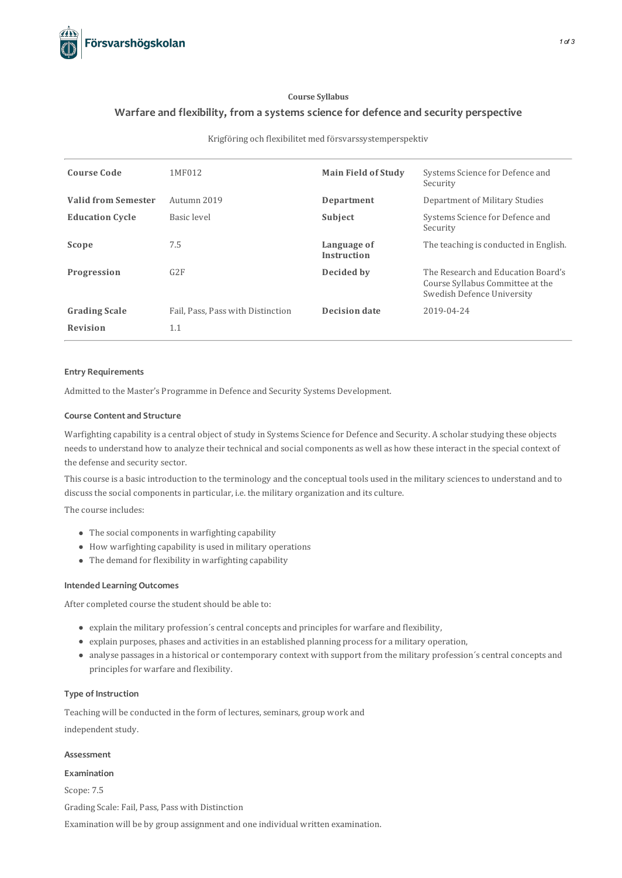Course Syllabus

# Warfare and flexibility, from a systems science for defence and security perspective

Krigföring och flexibilitet med försvarssystemperspektiv

| | | | |
|---|---|---|---|
| **Course Code** | 1MF012 | **Main Field of Study** | Systems Science for Defence and Security |
| **Valid from Semester** | Autumn 2019 | **Department** | Department of Military Studies |
| **Education Cycle** | Basic level | **Subject** | Systems Science for Defence and Security |
| **Scope** | 7.5 | **Language of Instruction** | The teaching is conducted in English. |
| **Progression** | G2F | **Decided by** | The Research and Education Board's Course Syllabus Committee at the Swedish Defence University |
| **Grading Scale** | Fail, Pass, Pass with Distinction | **Decision date** | 2019-04-24 |
| **Revision** | 1.1 | | |

### Entry Requirements

Admitted to the Master's Programme in Defence and Security Systems Development.

### Course Content and Structure

Warfighting capability is a central object of study in Systems Science for Defence and Security. A scholar studying these objects needs to understand how to analyze their technical and social components as well as how these interact in the special context of the defense and security sector.

This course is a basic introduction to the terminology and the conceptual tools used in the military sciences to understand and to discuss the social components in particular, i.e. the military organization and its culture.

The course includes:

- The social components in warfighting capability
- How warfighting capability is used in military operations
- The demand for flexibility in warfighting capability

### Intended Learning Outcomes

After completed course the student should be able to:

- explain the military profession´s central concepts and principles for warfare and flexibility,
- explain purposes, phases and activities in an established planning process for a military operation,
- analyse passages in a historical or contemporary context with support from the military profession´s central concepts and principles for warfare and flexibility.

### Type of Instruction

Teaching will be conducted in the form of lectures, seminars, group work and

independent study.

### Assessment

#### Examination

Scope: 7.5

Grading Scale: Fail, Pass, Pass with Distinction

Examination will be by group assignment and one individual written examination.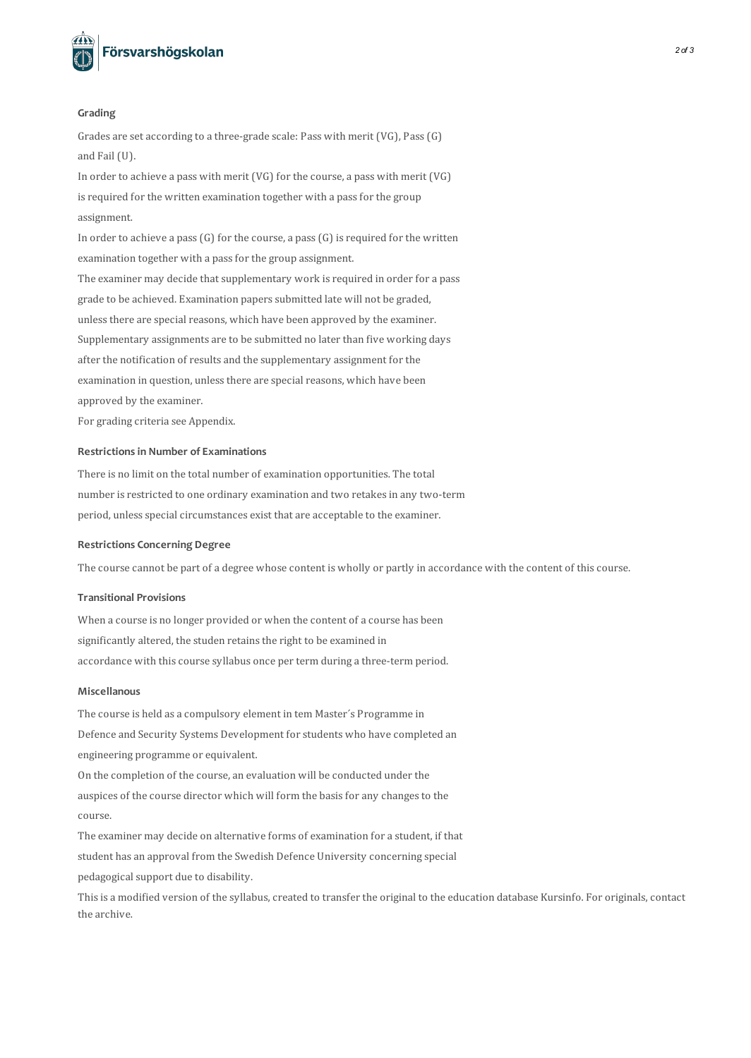### Grading

Grades are set according to a three-grade scale: Pass with merit (VG), Pass (G) and Fail (U).

In order to achieve a pass with merit (VG) for the course, a pass with merit (VG) is required for the written examination together with a pass for the group assignment.

In order to achieve a pass (G) for the course, a pass (G) is required for the written examination together with a pass for the group assignment.

The examiner may decide that supplementary work is required in order for a pass grade to be achieved. Examination papers submitted late will not be graded, unless there are special reasons, which have been approved by the examiner. Supplementary assignments are to be submitted no later than five working days after the notification of results and the supplementary assignment for the examination in question, unless there are special reasons, which have been approved by the examiner.

For grading criteria see Appendix.

### Restrictions in Number of Examinations

There is no limit on the total number of examination opportunities. The total number is restricted to one ordinary examination and two retakes in any two-term period, unless special circumstances exist that are acceptable to the examiner.

### Restrictions Concerning Degree

The course cannot be part of a degree whose content is wholly or partly in accordance with the content of this course.

### Transitional Provisions

When a course is no longer provided or when the content of a course has been significantly altered, the studen retains the right to be examined in accordance with this course syllabus once per term during a three-term period.

### Miscellanous

The course is held as a compulsory element in tem Master´s Programme in Defence and Security Systems Development for students who have completed an engineering programme or equivalent.

On the completion of the course, an evaluation will be conducted under the auspices of the course director which will form the basis for any changes to the course.

The examiner may decide on alternative forms of examination for a student, if that student has an approval from the Swedish Defence University concerning special pedagogical support due to disability.

This is a modified version of the syllabus, created to transfer the original to the education database Kursinfo. For originals, contact the archive.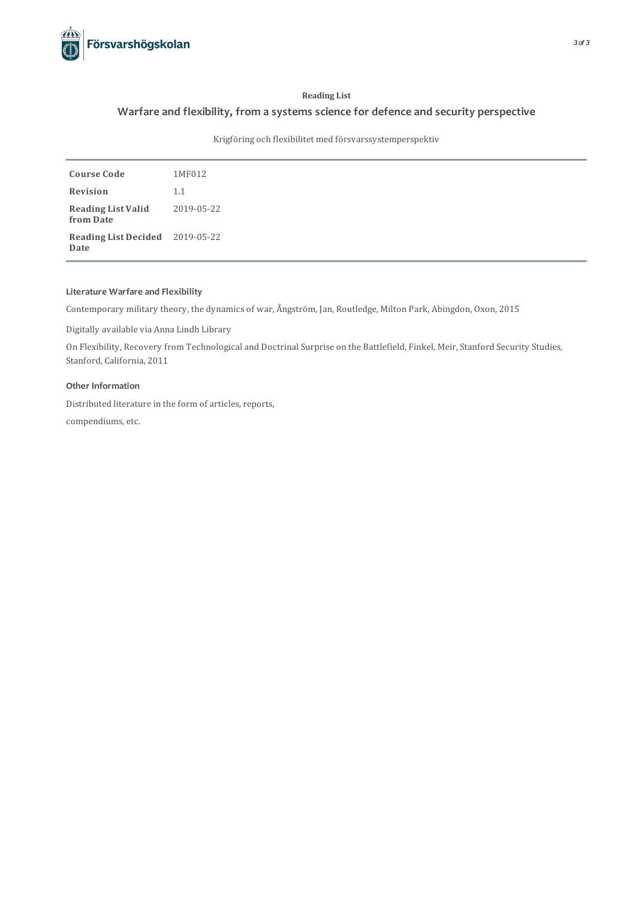**Reading List**

# Warfare and flexibility, from a systems science for defence and security perspective

Krigföring och flexibilitet med försvarssystemperspektiv

| | |
|---|---|
| **Course Code** | 1MF012 |
| **Revision** | 1.1 |
| **Reading List Valid from Date** | 2019-05-22 |
| **Reading List Decided Date** | 2019-05-22 |

### Literature Warfare and Flexibility

Contemporary military theory, the dynamics of war, Ångström, Jan, Routledge, Milton Park, Abingdon, Oxon, 2015

Digitally available via Anna Lindh Library

On Flexibility, Recovery from Technological and Doctrinal Surprise on the Battlefield, Finkel, Meir, Stanford Security Studies, Stanford, California, 2011

### Other Information

Distributed literature in the form of articles, reports,

compendiums, etc.